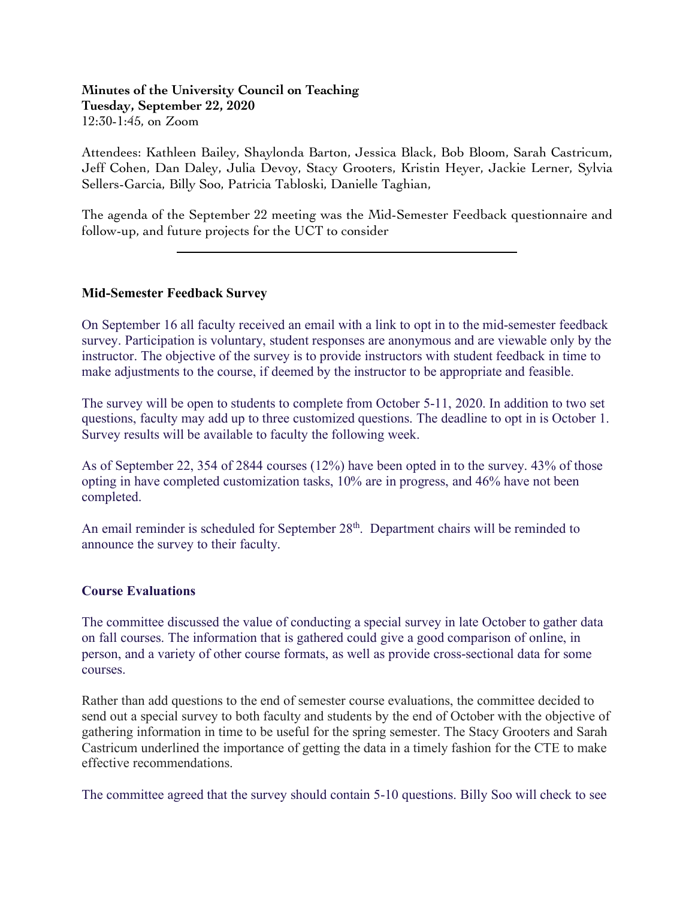**Minutes of the University Council on Teaching**
**Tuesday, September 22, 2020**
12:30-1:45, on Zoom

Attendees: Kathleen Bailey, Shaylonda Barton, Jessica Black, Bob Bloom, Sarah Castricum, Jeff Cohen, Dan Daley, Julia Devoy, Stacy Grooters, Kristin Heyer, Jackie Lerner, Sylvia Sellers-Garcia, Billy Soo, Patricia Tabloski, Danielle Taghian,

The agenda of the September 22 meeting was the Mid-Semester Feedback questionnaire and follow-up, and future projects for the UCT to consider

---

## Mid-Semester Feedback Survey

On September 16 all faculty received an email with a link to opt in to the mid-semester feedback survey. Participation is voluntary, student responses are anonymous and are viewable only by the instructor. The objective of the survey is to provide instructors with student feedback in time to make adjustments to the course, if deemed by the instructor to be appropriate and feasible.

The survey will be open to students to complete from October 5-11, 2020. In addition to two set questions, faculty may add up to three customized questions. The deadline to opt in is October 1. Survey results will be available to faculty the following week.

As of September 22, 354 of 2844 courses (12%) have been opted in to the survey. 43% of those opting in have completed customization tasks, 10% are in progress, and 46% have not been completed.

An email reminder is scheduled for September 28th. Department chairs will be reminded to announce the survey to their faculty.

## Course Evaluations

The committee discussed the value of conducting a special survey in late October to gather data on fall courses. The information that is gathered could give a good comparison of online, in person, and a variety of other course formats, as well as provide cross-sectional data for some courses.

Rather than add questions to the end of semester course evaluations, the committee decided to send out a special survey to both faculty and students by the end of October with the objective of gathering information in time to be useful for the spring semester. The Stacy Grooters and Sarah Castricum underlined the importance of getting the data in a timely fashion for the CTE to make effective recommendations.

The committee agreed that the survey should contain 5-10 questions. Billy Soo will check to see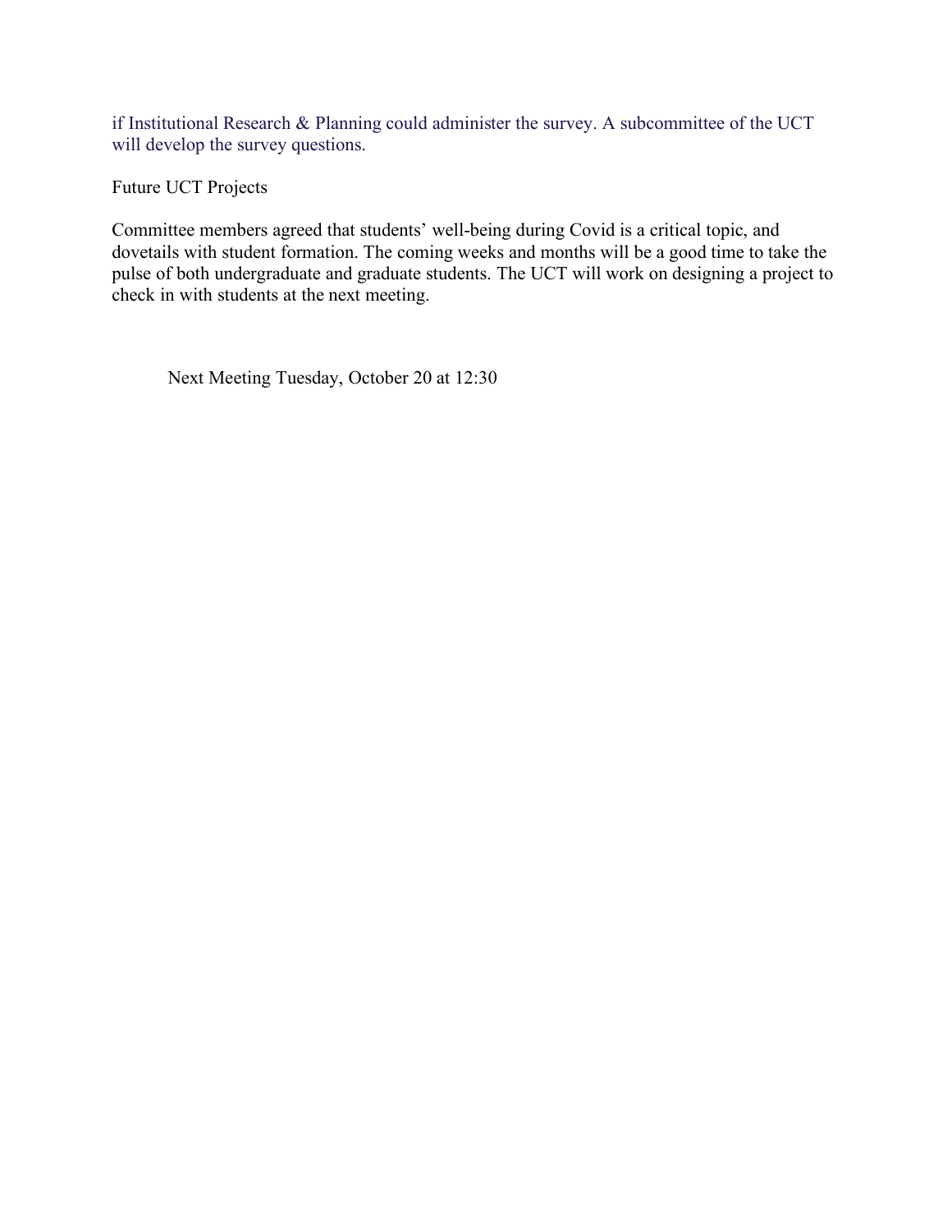if Institutional Research & Planning could administer the survey. A subcommittee of the UCT will develop the survey questions.

Future UCT Projects

Committee members agreed that students' well-being during Covid is a critical topic, and dovetails with student formation. The coming weeks and months will be a good time to take the pulse of both undergraduate and graduate students. The UCT will work on designing a project to check in with students at the next meeting.

Next Meeting Tuesday, October 20 at 12:30